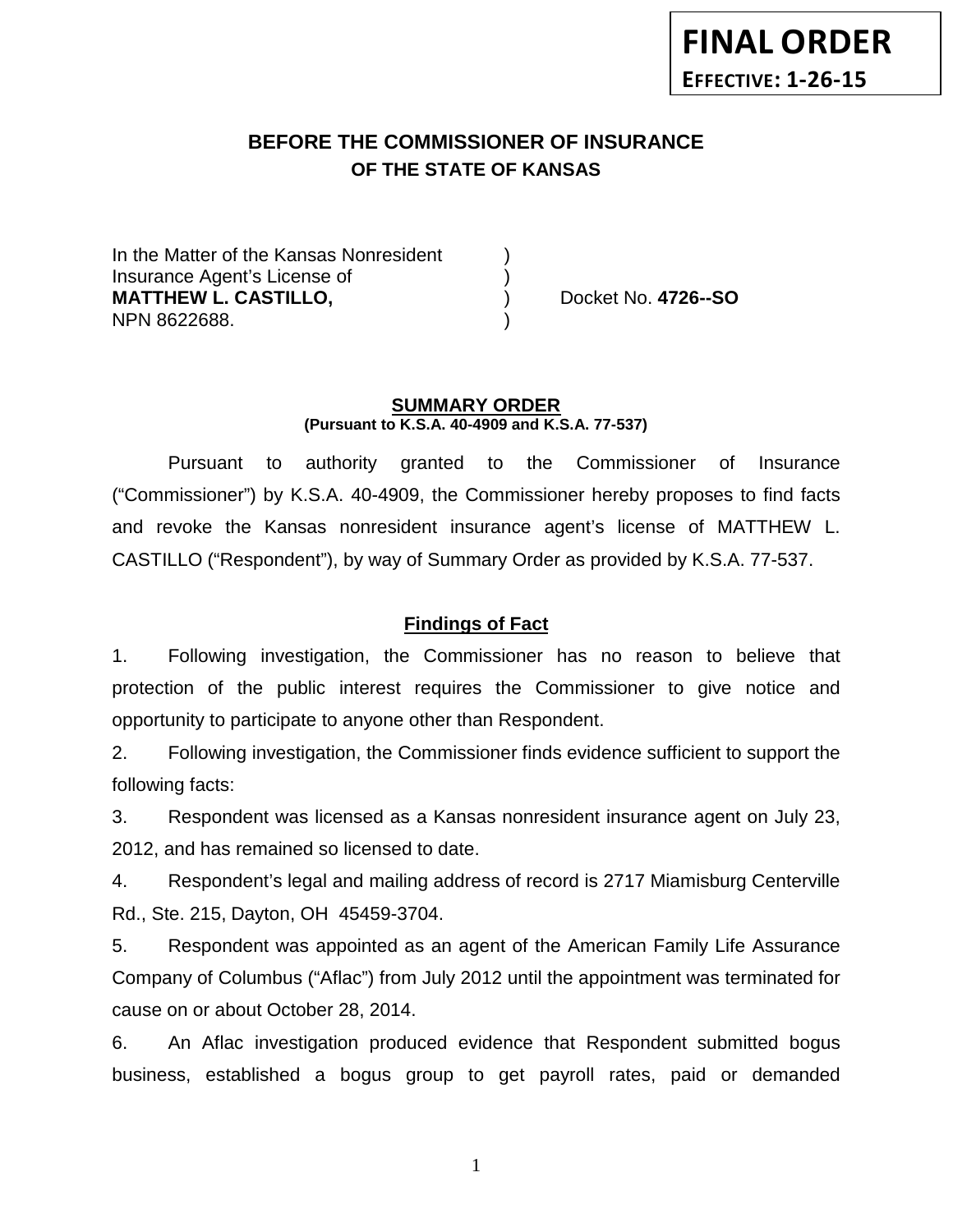**FINAL ORDER**
**EFFECTIVE: 1-26-15**

# BEFORE THE COMMISSIONER OF INSURANCE
## OF THE STATE OF KANSAS

In the Matter of the Kansas Nonresident )
Insurance Agent's License of )
**MATTHEW L. CASTILLO,** ) Docket No. **4726--SO**
NPN 8622688. )

**SUMMARY ORDER**
**(Pursuant to K.S.A. 40-4909 and K.S.A. 77-537)**

Pursuant to authority granted to the Commissioner of Insurance ("Commissioner") by K.S.A. 40-4909, the Commissioner hereby proposes to find facts and revoke the Kansas nonresident insurance agent's license of MATTHEW L. CASTILLO ("Respondent"), by way of Summary Order as provided by K.S.A. 77-537.

**Findings of Fact**

1. Following investigation, the Commissioner has no reason to believe that protection of the public interest requires the Commissioner to give notice and opportunity to participate to anyone other than Respondent.

2. Following investigation, the Commissioner finds evidence sufficient to support the following facts:

3. Respondent was licensed as a Kansas nonresident insurance agent on July 23, 2012, and has remained so licensed to date.

4. Respondent's legal and mailing address of record is 2717 Miamisburg Centerville Rd., Ste. 215, Dayton, OH 45459-3704.

5. Respondent was appointed as an agent of the American Family Life Assurance Company of Columbus ("Aflac") from July 2012 until the appointment was terminated for cause on or about October 28, 2014.

6. An Aflac investigation produced evidence that Respondent submitted bogus business, established a bogus group to get payroll rates, paid or demanded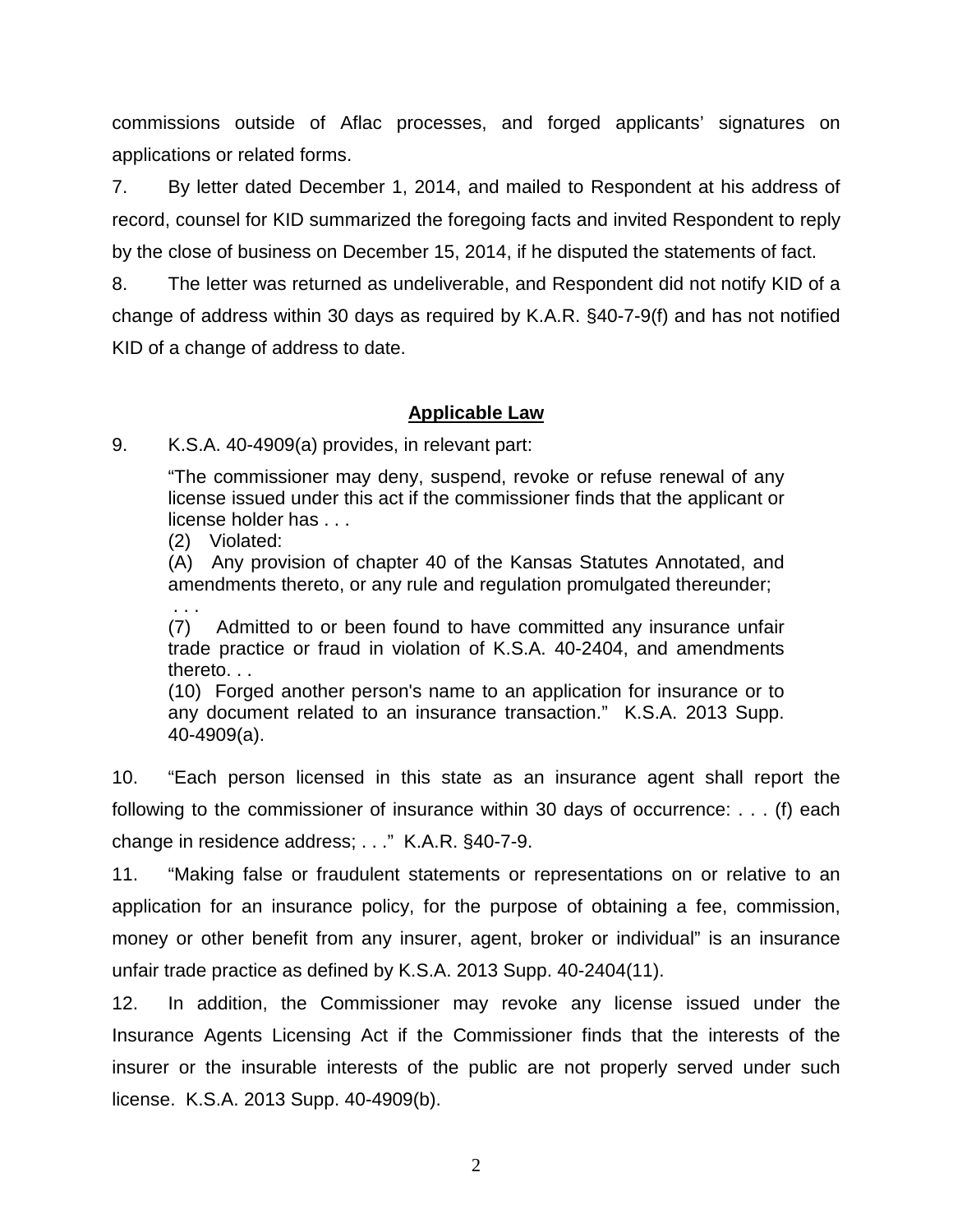commissions outside of Aflac processes, and forged applicants' signatures on applications or related forms.

7. By letter dated December 1, 2014, and mailed to Respondent at his address of record, counsel for KID summarized the foregoing facts and invited Respondent to reply by the close of business on December 15, 2014, if he disputed the statements of fact.

8. The letter was returned as undeliverable, and Respondent did not notify KID of a change of address within 30 days as required by K.A.R. §40-7-9(f) and has not notified KID of a change of address to date.

## Applicable Law

9. K.S.A. 40-4909(a) provides, in relevant part:

> "The commissioner may deny, suspend, revoke or refuse renewal of any license issued under this act if the commissioner finds that the applicant or license holder has . . .
> (2) Violated:
> (A) Any provision of chapter 40 of the Kansas Statutes Annotated, and amendments thereto, or any rule and regulation promulgated thereunder;
> . . .
> (7) Admitted to or been found to have committed any insurance unfair trade practice or fraud in violation of K.S.A. 40-2404, and amendments thereto. . .
> (10) Forged another person's name to an application for insurance or to any document related to an insurance transaction." K.S.A. 2013 Supp. 40-4909(a).

10. "Each person licensed in this state as an insurance agent shall report the following to the commissioner of insurance within 30 days of occurrence: . . . (f) each change in residence address; . . ." K.A.R. §40-7-9.

11. "Making false or fraudulent statements or representations on or relative to an application for an insurance policy, for the purpose of obtaining a fee, commission, money or other benefit from any insurer, agent, broker or individual" is an insurance unfair trade practice as defined by K.S.A. 2013 Supp. 40-2404(11).

12. In addition, the Commissioner may revoke any license issued under the Insurance Agents Licensing Act if the Commissioner finds that the interests of the insurer or the insurable interests of the public are not properly served under such license. K.S.A. 2013 Supp. 40-4909(b).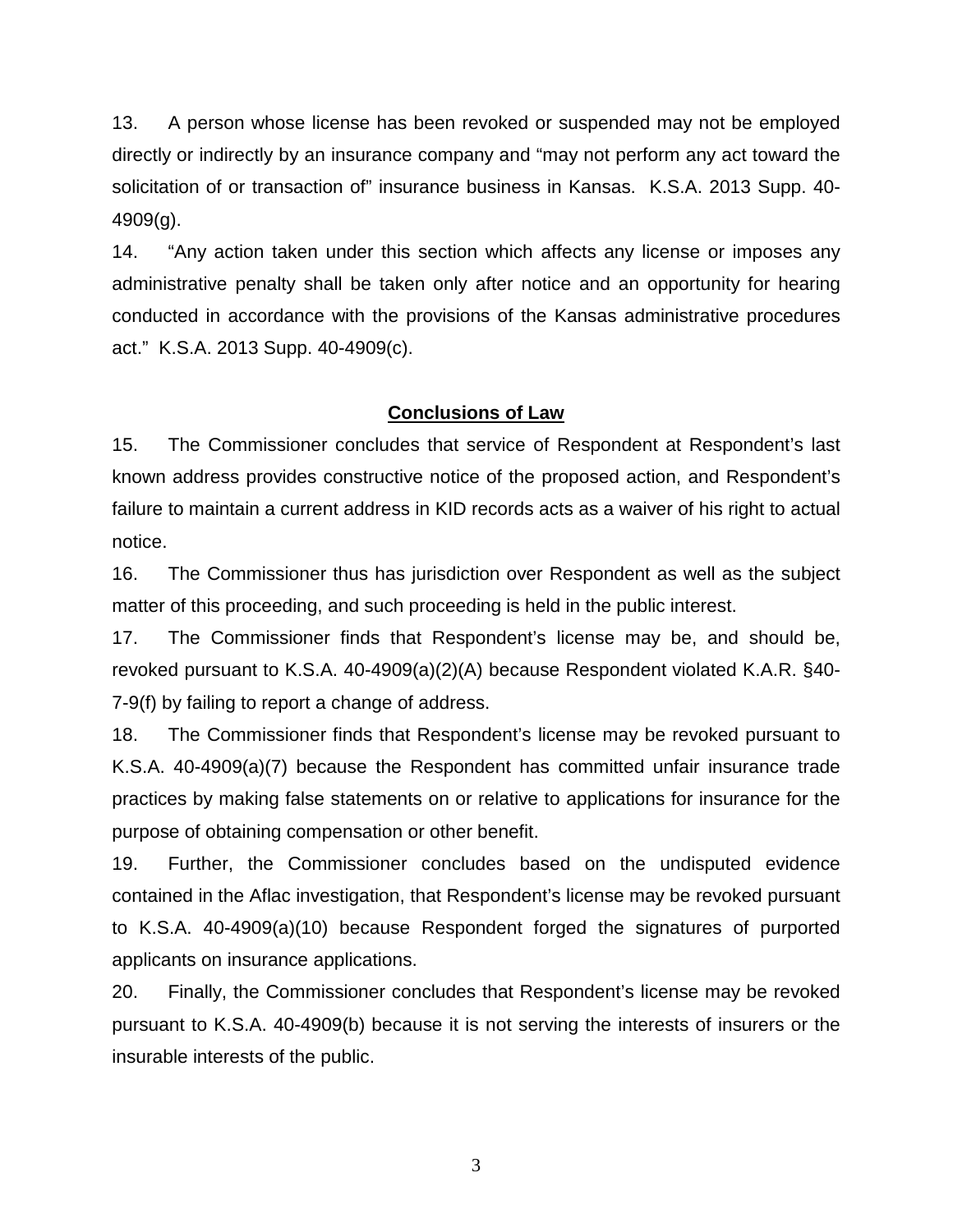13. A person whose license has been revoked or suspended may not be employed directly or indirectly by an insurance company and "may not perform any act toward the solicitation of or transaction of" insurance business in Kansas. K.S.A. 2013 Supp. 40-4909(g).

14. "Any action taken under this section which affects any license or imposes any administrative penalty shall be taken only after notice and an opportunity for hearing conducted in accordance with the provisions of the Kansas administrative procedures act." K.S.A. 2013 Supp. 40-4909(c).

## Conclusions of Law

15. The Commissioner concludes that service of Respondent at Respondent's last known address provides constructive notice of the proposed action, and Respondent's failure to maintain a current address in KID records acts as a waiver of his right to actual notice.

16. The Commissioner thus has jurisdiction over Respondent as well as the subject matter of this proceeding, and such proceeding is held in the public interest.

17. The Commissioner finds that Respondent's license may be, and should be, revoked pursuant to K.S.A. 40-4909(a)(2)(A) because Respondent violated K.A.R. §40-7-9(f) by failing to report a change of address.

18. The Commissioner finds that Respondent's license may be revoked pursuant to K.S.A. 40-4909(a)(7) because the Respondent has committed unfair insurance trade practices by making false statements on or relative to applications for insurance for the purpose of obtaining compensation or other benefit.

19. Further, the Commissioner concludes based on the undisputed evidence contained in the Aflac investigation, that Respondent's license may be revoked pursuant to K.S.A. 40-4909(a)(10) because Respondent forged the signatures of purported applicants on insurance applications.

20. Finally, the Commissioner concludes that Respondent's license may be revoked pursuant to K.S.A. 40-4909(b) because it is not serving the interests of insurers or the insurable interests of the public.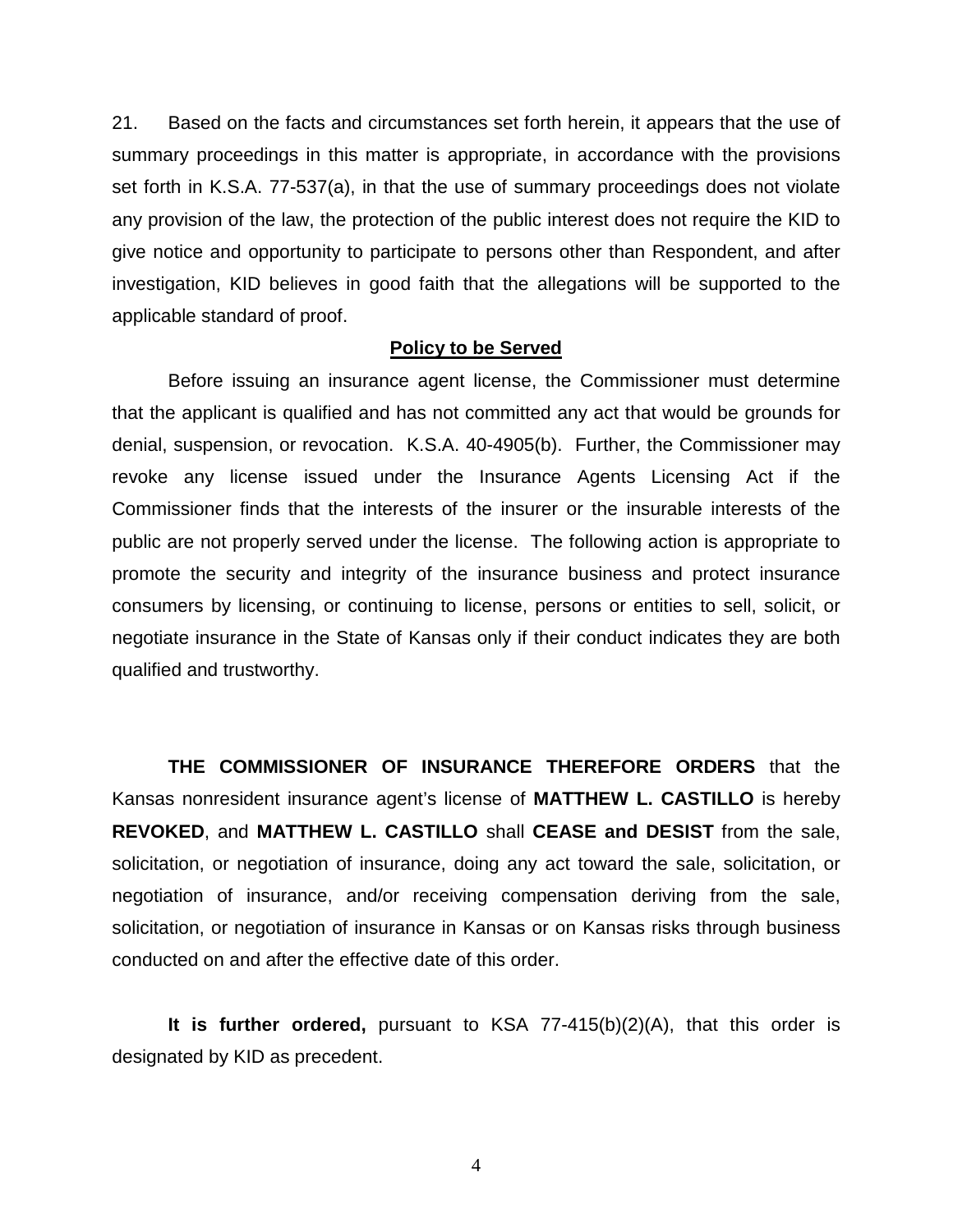21. Based on the facts and circumstances set forth herein, it appears that the use of summary proceedings in this matter is appropriate, in accordance with the provisions set forth in K.S.A. 77-537(a), in that the use of summary proceedings does not violate any provision of the law, the protection of the public interest does not require the KID to give notice and opportunity to participate to persons other than Respondent, and after investigation, KID believes in good faith that the allegations will be supported to the applicable standard of proof.

## Policy to be Served

Before issuing an insurance agent license, the Commissioner must determine that the applicant is qualified and has not committed any act that would be grounds for denial, suspension, or revocation. K.S.A. 40-4905(b). Further, the Commissioner may revoke any license issued under the Insurance Agents Licensing Act if the Commissioner finds that the interests of the insurer or the insurable interests of the public are not properly served under the license. The following action is appropriate to promote the security and integrity of the insurance business and protect insurance consumers by licensing, or continuing to license, persons or entities to sell, solicit, or negotiate insurance in the State of Kansas only if their conduct indicates they are both qualified and trustworthy.

**THE COMMISSIONER OF INSURANCE THEREFORE ORDERS** that the Kansas nonresident insurance agent's license of **MATTHEW L. CASTILLO** is hereby **REVOKED**, and **MATTHEW L. CASTILLO** shall **CEASE and DESIST** from the sale, solicitation, or negotiation of insurance, doing any act toward the sale, solicitation, or negotiation of insurance, and/or receiving compensation deriving from the sale, solicitation, or negotiation of insurance in Kansas or on Kansas risks through business conducted on and after the effective date of this order.

**It is further ordered,** pursuant to KSA 77-415(b)(2)(A), that this order is designated by KID as precedent.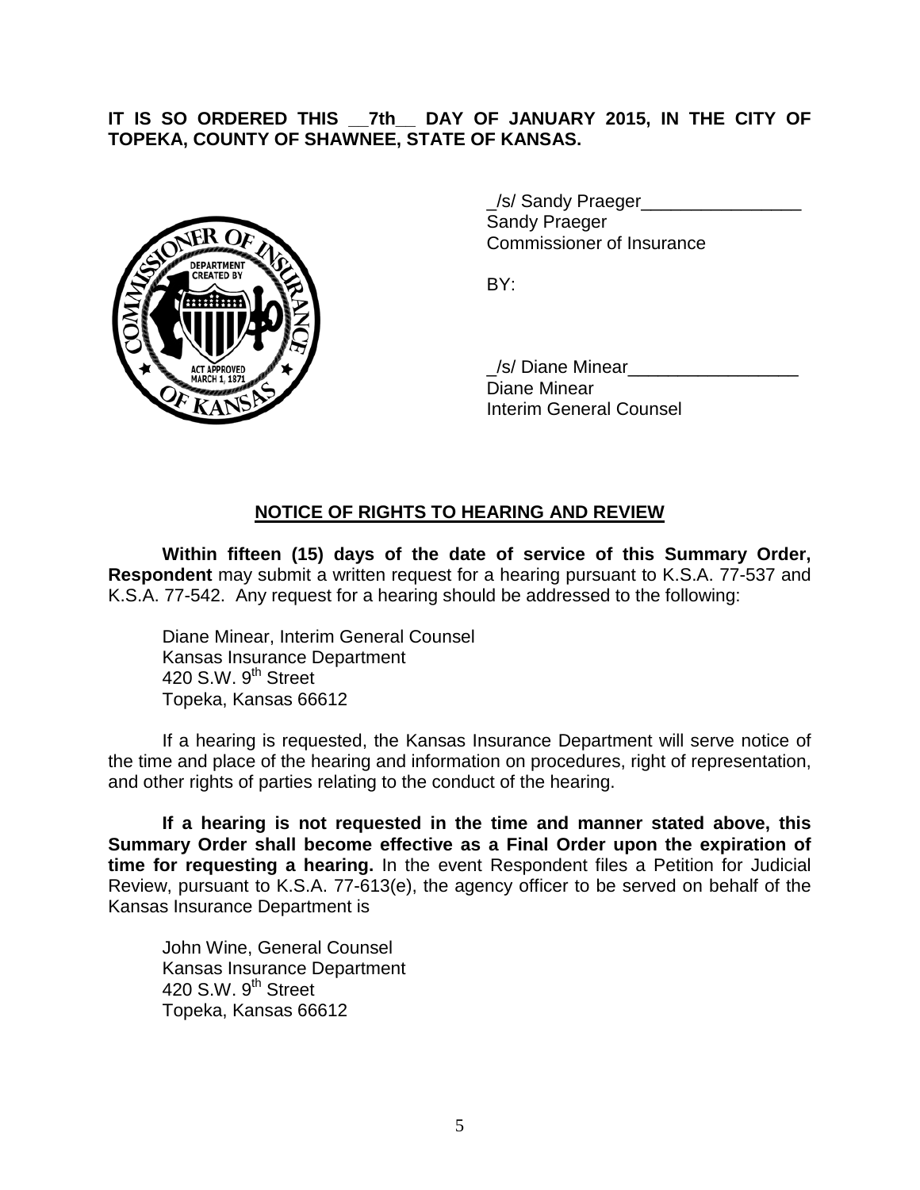**IT IS SO ORDERED THIS __7th__ DAY OF JANUARY 2015, IN THE CITY OF TOPEKA, COUNTY OF SHAWNEE, STATE OF KANSAS.**

_/s/ Sandy Praeger________________
Sandy Praeger
Commissioner of Insurance

BY:

_/s/ Diane Minear_________________
Diane Minear
Interim General Counsel

## NOTICE OF RIGHTS TO HEARING AND REVIEW

**Within fifteen (15) days of the date of service of this Summary Order, Respondent** may submit a written request for a hearing pursuant to K.S.A. 77-537 and K.S.A. 77-542. Any request for a hearing should be addressed to the following:

Diane Minear, Interim General Counsel
Kansas Insurance Department
420 S.W. 9th Street
Topeka, Kansas 66612

If a hearing is requested, the Kansas Insurance Department will serve notice of the time and place of the hearing and information on procedures, right of representation, and other rights of parties relating to the conduct of the hearing.

**If a hearing is not requested in the time and manner stated above, this Summary Order shall become effective as a Final Order upon the expiration of time for requesting a hearing.** In the event Respondent files a Petition for Judicial Review, pursuant to K.S.A. 77-613(e), the agency officer to be served on behalf of the Kansas Insurance Department is

John Wine, General Counsel
Kansas Insurance Department
420 S.W. 9th Street
Topeka, Kansas 66612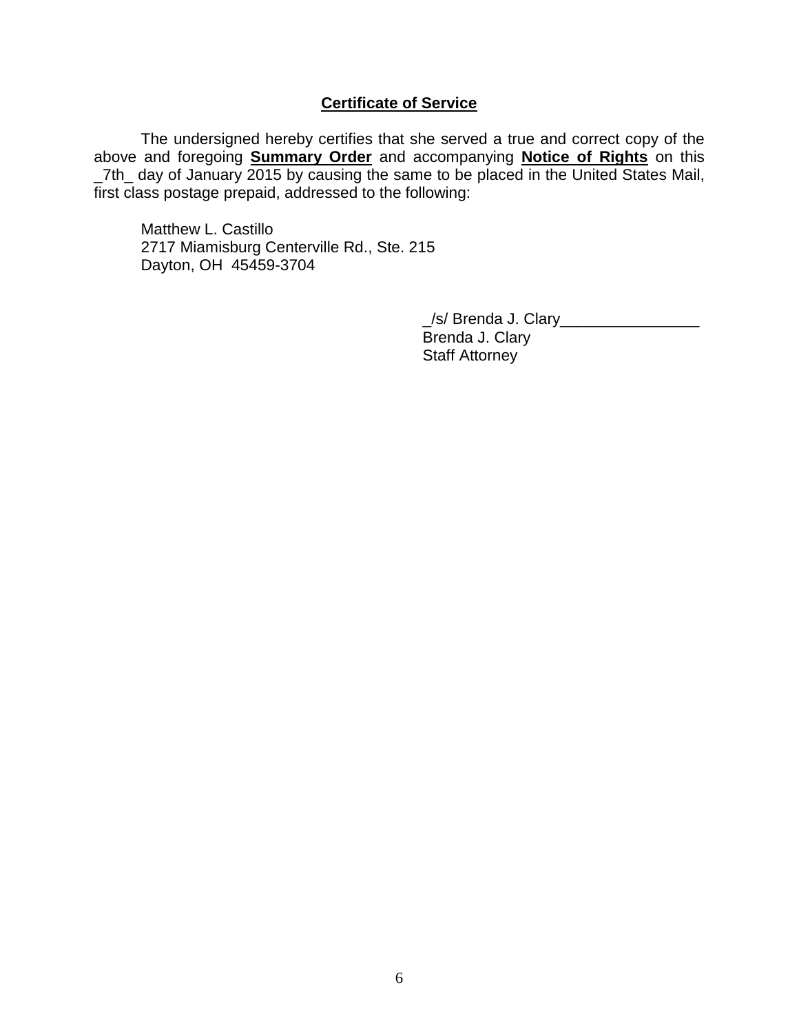**Certificate of Service**

The undersigned hereby certifies that she served a true and correct copy of the above and foregoing **Summary Order** and accompanying **Notice of Rights** on this _7th_ day of January 2015 by causing the same to be placed in the United States Mail, first class postage prepaid, addressed to the following:

Matthew L. Castillo
2717 Miamisburg Centerville Rd., Ste. 215
Dayton, OH 45459-3704

_/s/ Brenda J. Clary________________
Brenda J. Clary
Staff Attorney